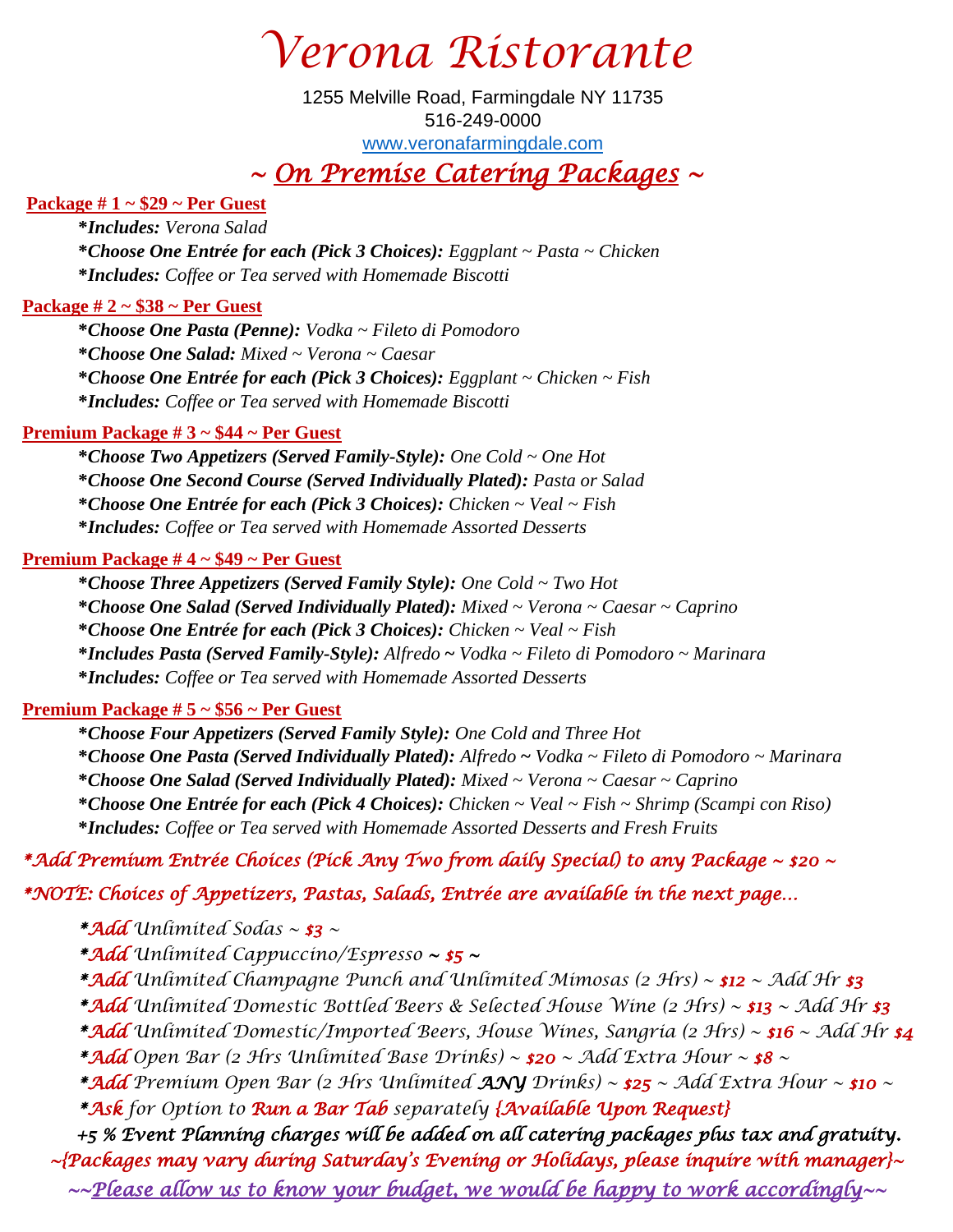# Verona Ristorante

1255 Melville Road, Farmingdale NY 11735
516-249-0000
www.veronafarmingdale.com

## ~ On Premise Catering Packages ~

**Package # 1 ~ $29 ~ Per Guest**

***Includes:** *Verona Salad*

***Choose One Entrée for each (Pick 3 Choices):** *Eggplant ~ Pasta ~ Chicken*

***Includes:** *Coffee or Tea served with Homemade Biscotti*

**Package # 2 ~ $38 ~ Per Guest**

***Choose One Pasta (Penne):** *Vodka ~ Fileto di Pomodoro*

***Choose One Salad:** *Mixed ~ Verona ~ Caesar*

***Choose One Entrée for each (Pick 3 Choices):** *Eggplant ~ Chicken ~ Fish*

***Includes:** *Coffee or Tea served with Homemade Biscotti*

**Premium Package # 3 ~ $44 ~ Per Guest**

***Choose Two Appetizers (Served Family-Style):** *One Cold ~ One Hot*

***Choose One Second Course (Served Individually Plated):** *Pasta or Salad*

***Choose One Entrée for each (Pick 3 Choices):** *Chicken ~ Veal ~ Fish*

***Includes:** *Coffee or Tea served with Homemade Assorted Desserts*

**Premium Package # 4 ~ $49 ~ Per Guest**

***Choose Three Appetizers (Served Family Style):** *One Cold ~ Two Hot*

***Choose One Salad (Served Individually Plated):** *Mixed ~ Verona ~ Caesar ~ Caprino*

***Choose One Entrée for each (Pick 3 Choices):** *Chicken ~ Veal ~ Fish*

***Includes Pasta (Served Family-Style):** *Alfredo ~ Vodka ~ Fileto di Pomodoro ~ Marinara*

***Includes:** *Coffee or Tea served with Homemade Assorted Desserts*

**Premium Package # 5 ~ $56 ~ Per Guest**

***Choose Four Appetizers (Served Family Style):** *One Cold and Three Hot*

***Choose One Pasta (Served Individually Plated):** *Alfredo ~ Vodka ~ Fileto di Pomodoro ~ Marinara*

***Choose One Salad (Served Individually Plated):** *Mixed ~ Verona ~ Caesar ~ Caprino*

***Choose One Entrée for each (Pick 4 Choices):** *Chicken ~ Veal ~ Fish ~ Shrimp (Scampi con Riso)*

***Includes:** *Coffee or Tea served with Homemade Assorted Desserts and Fresh Fruits*

*\*Add Premium Entrée Choices (Pick Any Two from daily Special) to any Package ~ $20 ~*

*\*NOTE: Choices of Appetizers, Pastas, Salads, Entrée are available in the next page...*

*\*Add Unlimited Sodas ~ $3 ~*

*\*Add Unlimited Cappuccino/Espresso ~ $5 ~*

*\*Add Unlimited Champagne Punch and Unlimited Mimosas (2 Hrs) ~ $12 ~ Add Hr $3*

*\*Add Unlimited Domestic Bottled Beers & Selected House Wine (2 Hrs) ~ $13 ~ Add Hr $3*

*\*Add Unlimited Domestic/Imported Beers, House Wines, Sangria (2 Hrs) ~ $16 ~ Add Hr $4*

*\*Add Open Bar (2 Hrs Unlimited Base Drinks) ~ $20 ~ Add Extra Hour ~ $8 ~*

*\*Add Premium Open Bar (2 Hrs Unlimited **ANY** Drinks) ~ $25 ~ Add Extra Hour ~ $10 ~*

*\*Ask for Option to Run a Bar Tab separately {Available Upon Request}*

***+5 % Event Planning charges will be added on all catering packages plus tax and gratuity.***

*~{Packages may vary during Saturday's Evening or Holidays, please inquire with manager}~*

*~~Please allow us to know your budget, we would be happy to work accordingly~~*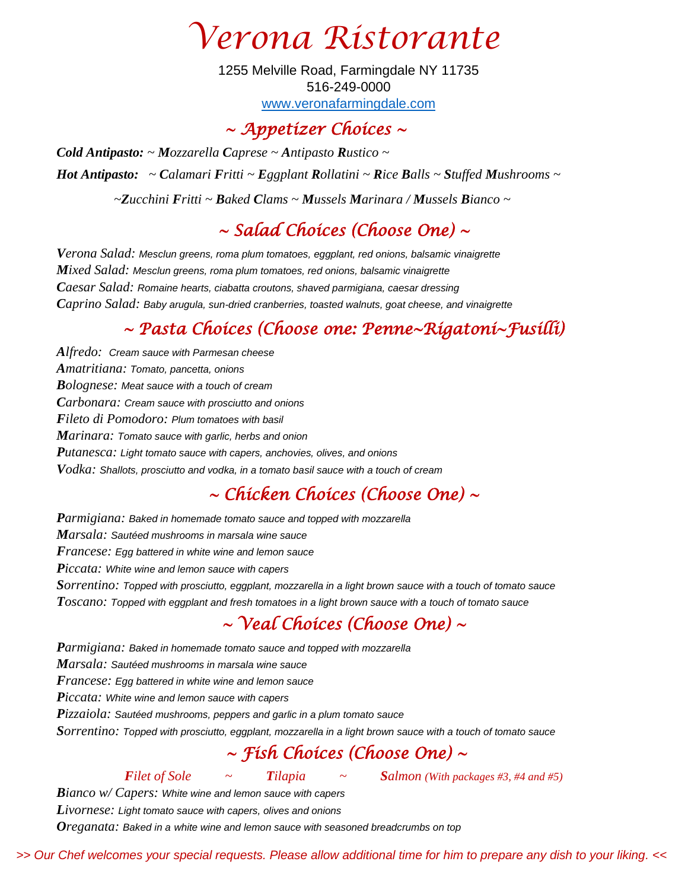# Verona Ristorante

1255 Melville Road, Farmingdale NY 11735
516-249-0000
www.veronafarmingdale.com

## ~ Appetizer Choices ~

***Cold Antipasto:*** *~ Mozzarella Caprese ~ Antipasto Rustico ~*

***Hot Antipasto:*** *~ Calamari Fritti ~ Eggplant Rollatini ~ Rice Balls ~ Stuffed Mushrooms ~*

*~Zucchini Fritti ~ Baked Clams ~ Mussels Marinara / Mussels Bianco ~*

## ~ Salad Choices (Choose One) ~

*Verona Salad:* *Mesclun greens, roma plum tomatoes, eggplant, red onions, balsamic vinaigrette*
*Mixed Salad:* *Mesclun greens, roma plum tomatoes, red onions, balsamic vinaigrette*
*Caesar Salad:* *Romaine hearts, ciabatta croutons, shaved parmigiana, caesar dressing*
*Caprino Salad:* *Baby arugula, sun-dried cranberries, toasted walnuts, goat cheese, and vinaigrette*

## ~ Pasta Choices (Choose one: Penne~Rigatoni~Fusilli)

*Alfredo:* *Cream sauce with Parmesan cheese*
*Amatritiana:* *Tomato, pancetta, onions*
*Bolognese:* *Meat sauce with a touch of cream*
*Carbonara:* *Cream sauce with prosciutto and onions*
*Fileto di Pomodoro:* *Plum tomatoes with basil*
*Marinara:* *Tomato sauce with garlic, herbs and onion*
*Putanesca:* *Light tomato sauce with capers, anchovies, olives, and onions*
*Vodka:* *Shallots, prosciutto and vodka, in a tomato basil sauce with a touch of cream*

## ~ Chicken Choices (Choose One) ~

*Parmigiana:* *Baked in homemade tomato sauce and topped with mozzarella*
*Marsala:* *Sautéed mushrooms in marsala wine sauce*
*Francese:* *Egg battered in white wine and lemon sauce*
*Piccata:* *White wine and lemon sauce with capers*
*Sorrentino:* *Topped with prosciutto, eggplant, mozzarella in a light brown sauce with a touch of tomato sauce*
*Toscano:* *Topped with eggplant and fresh tomatoes in a light brown sauce with a touch of tomato sauce*

## ~ Veal Choices (Choose One) ~

*Parmigiana:* *Baked in homemade tomato sauce and topped with mozzarella*
*Marsala:* *Sautéed mushrooms in marsala wine sauce*
*Francese:* *Egg battered in white wine and lemon sauce*
*Piccata:* *White wine and lemon sauce with capers*
*Pizzaiola:* *Sautéed mushrooms, peppers and garlic in a plum tomato sauce*
*Sorrentino:* *Topped with prosciutto, eggplant, mozzarella in a light brown sauce with a touch of tomato sauce*

## ~ Fish Choices (Choose One) ~

*Filet of Sole ~ Tilapia ~ Salmon (With packages #3, #4 and #5)*

*Bianco w/ Capers:* *White wine and lemon sauce with capers*
*Livornese:* *Light tomato sauce with capers, olives and onions*
*Oreganata:* *Baked in a white wine and lemon sauce with seasoned breadcrumbs on top*

*>> Our Chef welcomes your special requests. Please allow additional time for him to prepare any dish to your liking. <<*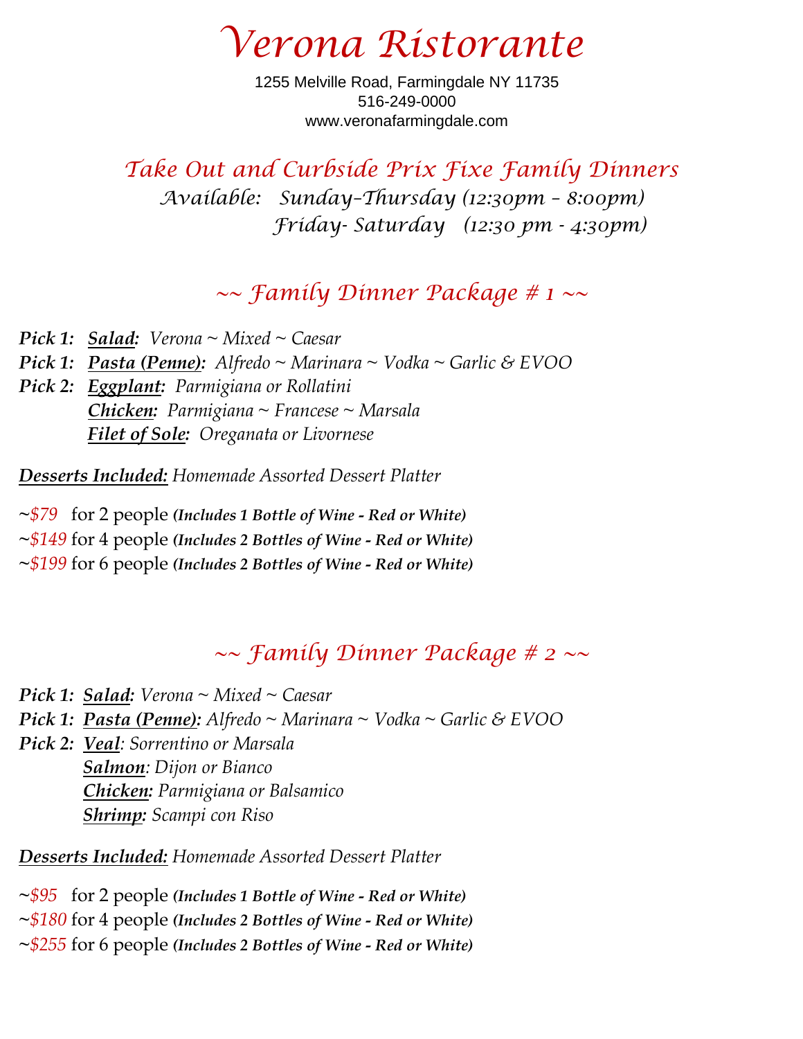# Verona Ristorante

1255 Melville Road, Farmingdale NY 11735
516-249-0000
www.veronafarmingdale.com

## Take Out and Curbside Prix Fixe Family Dinners

*Available: Sunday–Thursday (12:30pm – 8:00pm)*
*Friday- Saturday (12:30 pm - 4:30pm)*

## ~~ Family Dinner Package # 1 ~~

***Pick 1:*** ***Salad:*** *Verona ~ Mixed ~ Caesar*
***Pick 1:*** ***Pasta (Penne):*** *Alfredo ~ Marinara ~ Vodka ~ Garlic & EVOO*
***Pick 2:*** ***Eggplant:*** *Parmigiana or Rollatini*
***Chicken:*** *Parmigiana ~ Francese ~ Marsala*
***Filet of Sole:*** *Oreganata or Livornese*

***Desserts Included:*** *Homemade Assorted Dessert Platter*

~*$79* for 2 people ***(Includes 1 Bottle of Wine - Red or White)***
~*$149* for 4 people ***(Includes 2 Bottles of Wine - Red or White)***
~*$199* for 6 people ***(Includes 2 Bottles of Wine - Red or White)***

## ~~ Family Dinner Package # 2 ~~

***Pick 1:*** ***Salad:*** *Verona ~ Mixed ~ Caesar*
***Pick 1:*** ***Pasta (Penne):*** *Alfredo ~ Marinara ~ Vodka ~ Garlic & EVOO*
***Pick 2:*** ***Veal:*** *Sorrentino or Marsala*
***Salmon:*** *Dijon or Bianco*
***Chicken:*** *Parmigiana or Balsamico*
***Shrimp:*** *Scampi con Riso*

***Desserts Included:*** *Homemade Assorted Dessert Platter*

~*$95* for 2 people ***(Includes 1 Bottle of Wine - Red or White)***
~*$180* for 4 people ***(Includes 2 Bottles of Wine - Red or White)***
~*$255* for 6 people ***(Includes 2 Bottles of Wine - Red or White)***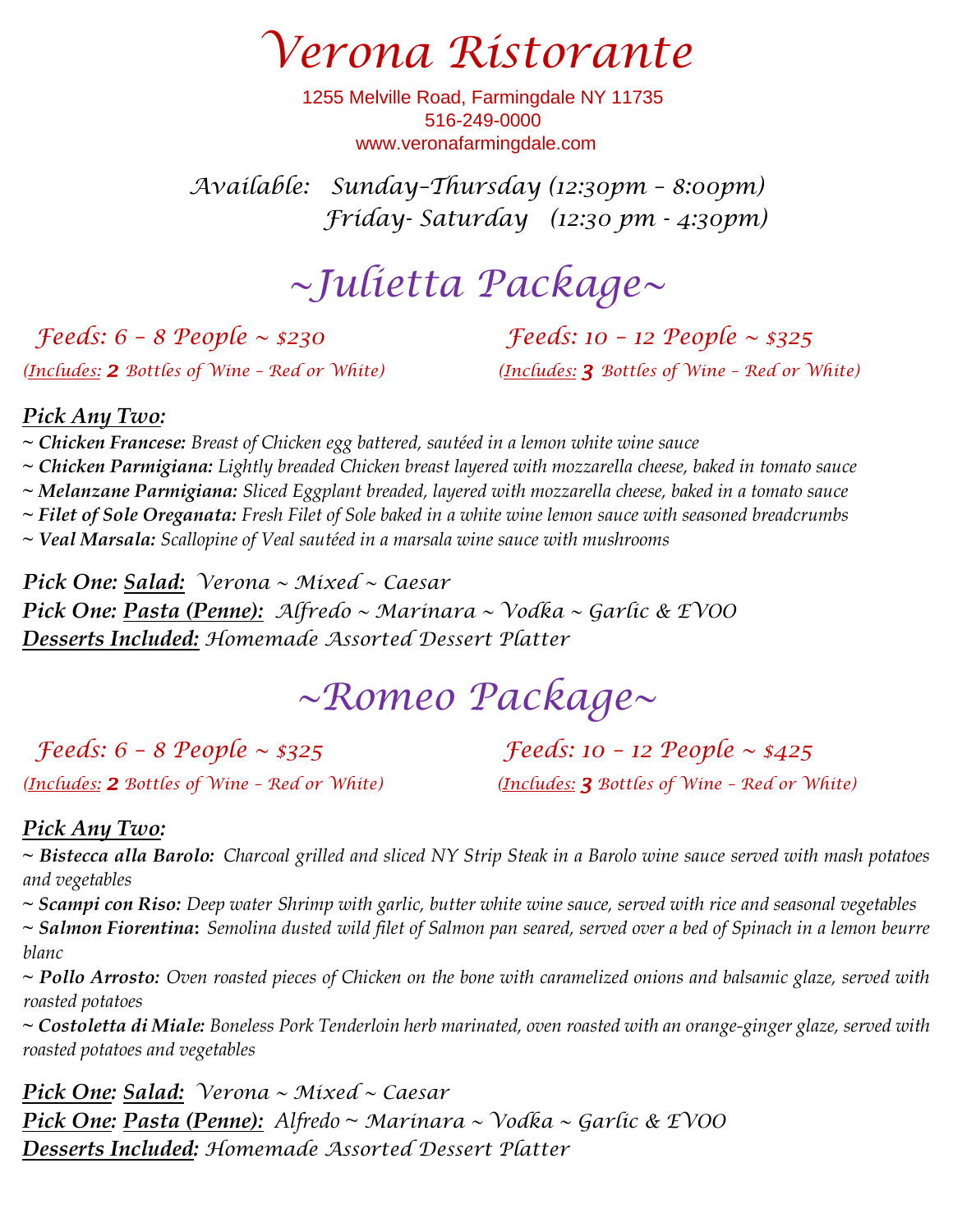# Verona Ristorante

1255 Melville Road, Farmingdale NY 11735
516-249-0000
www.veronafarmingdale.com

*Available: Sunday–Thursday (12:30pm – 8:00pm)*
*Friday- Saturday (12:30 pm - 4:30pm)*

## ~Julietta Package~

*Feeds: 6 – 8 People ~ $230*
*(Includes: **2** Bottles of Wine – Red or White)*

*Feeds: 10 – 12 People ~ $325*
*(Includes: **3** Bottles of Wine – Red or White)*

***Pick Any Two:***

- ***Chicken Francese:*** *Breast of Chicken egg battered, sautéed in a lemon white wine sauce*
- ***Chicken Parmigiana:*** *Lightly breaded Chicken breast layered with mozzarella cheese, baked in tomato sauce*
- ***Melanzane Parmigiana:*** *Sliced Eggplant breaded, layered with mozzarella cheese, baked in a tomato sauce*
- ***Filet of Sole Oreganata:*** *Fresh Filet of Sole baked in a white wine lemon sauce with seasoned breadcrumbs*
- ***Veal Marsala:*** *Scallopine of Veal sautéed in a marsala wine sauce with mushrooms*

***Pick One: Salad:*** *Verona ~ Mixed ~ Caesar*
***Pick One: Pasta (Penne):*** *Alfredo ~ Marinara ~ Vodka ~ Garlic & EVOO*
***Desserts Included:*** *Homemade Assorted Dessert Platter*

## ~Romeo Package~

*Feeds: 6 – 8 People ~ $325*
*(Includes: **2** Bottles of Wine – Red or White)*

*Feeds: 10 – 12 People ~ $425*
*(Includes: **3** Bottles of Wine – Red or White)*

***Pick Any Two:***

- ***Bistecca alla Barolo:*** *Charcoal grilled and sliced NY Strip Steak in a Barolo wine sauce served with mash potatoes and vegetables*
- ***Scampi con Riso:*** *Deep water Shrimp with garlic, butter white wine sauce, served with rice and seasonal vegetables*
- ***Salmon Fiorentina:*** *Semolina dusted wild filet of Salmon pan seared, served over a bed of Spinach in a lemon beurre blanc*
- ***Pollo Arrosto:*** *Oven roasted pieces of Chicken on the bone with caramelized onions and balsamic glaze, served with roasted potatoes*
- ***Costoletta di Miale:*** *Boneless Pork Tenderloin herb marinated, oven roasted with an orange-ginger glaze, served with roasted potatoes and vegetables*

***Pick One: Salad:*** *Verona ~ Mixed ~ Caesar*
***Pick One: Pasta (Penne):*** *Alfredo ~ Marinara ~ Vodka ~ Garlic & EVOO*
***Desserts Included:*** *Homemade Assorted Dessert Platter*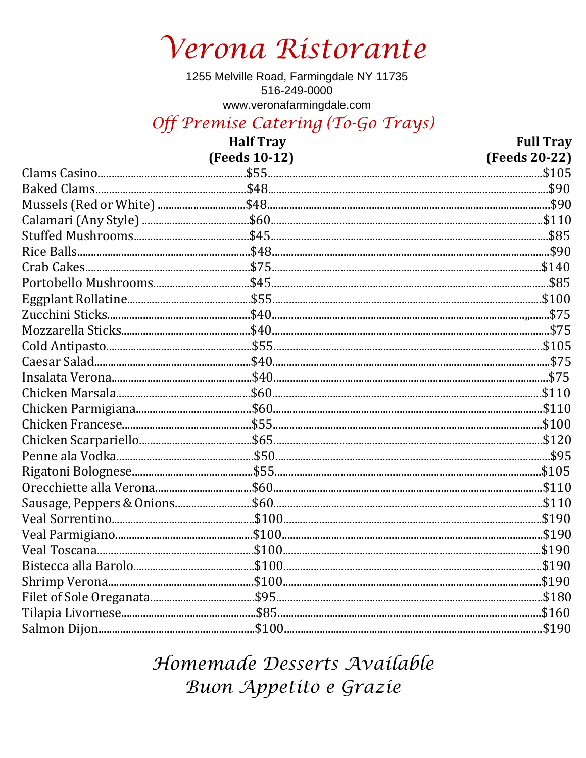# Verona Ristorante

1255 Melville Road, Farmingdale NY 11735
516-249-0000
www.veronafarmingdale.com

## Off Premise Catering (To-Go Trays)

| | Half Tray (Feeds 10-12) | Full Tray (Feeds 20-22) |
|---|---|---|
| Clams Casino | $55 | $105 |
| Baked Clams | $48 | $90 |
| Mussels (Red or White) | $48 | $90 |
| Calamari (Any Style) | $60 | $110 |
| Stuffed Mushrooms | $45 | $85 |
| Rice Balls | $48 | $90 |
| Crab Cakes | $75 | $140 |
| Portobello Mushrooms | $45 | $85 |
| Eggplant Rollatine | $55 | $100 |
| Zucchini Sticks | $40 | $75 |
| Mozzarella Sticks | $40 | $75 |
| Cold Antipasto | $55 | $105 |
| Caesar Salad | $40 | $75 |
| Insalata Verona | $40 | $75 |
| Chicken Marsala | $60 | $110 |
| Chicken Parmigiana | $60 | $110 |
| Chicken Francese | $55 | $100 |
| Chicken Scarpariello | $65 | $120 |
| Penne ala Vodka | $50 | $95 |
| Rigatoni Bolognese | $55 | $105 |
| Orecchiette alla Verona | $60 | $110 |
| Sausage, Peppers & Onions | $60 | $110 |
| Veal Sorrentino | $100 | $190 |
| Veal Parmigiano | $100 | $190 |
| Veal Toscana | $100 | $190 |
| Bistecca alla Barolo | $100 | $190 |
| Shrimp Verona | $100 | $190 |
| Filet of Sole Oreganata | $95 | $180 |
| Tilapia Livornese | $85 | $160 |
| Salmon Dijon | $100 | $190 |

*Homemade Desserts Available*
*Buon Appetito e Grazie*